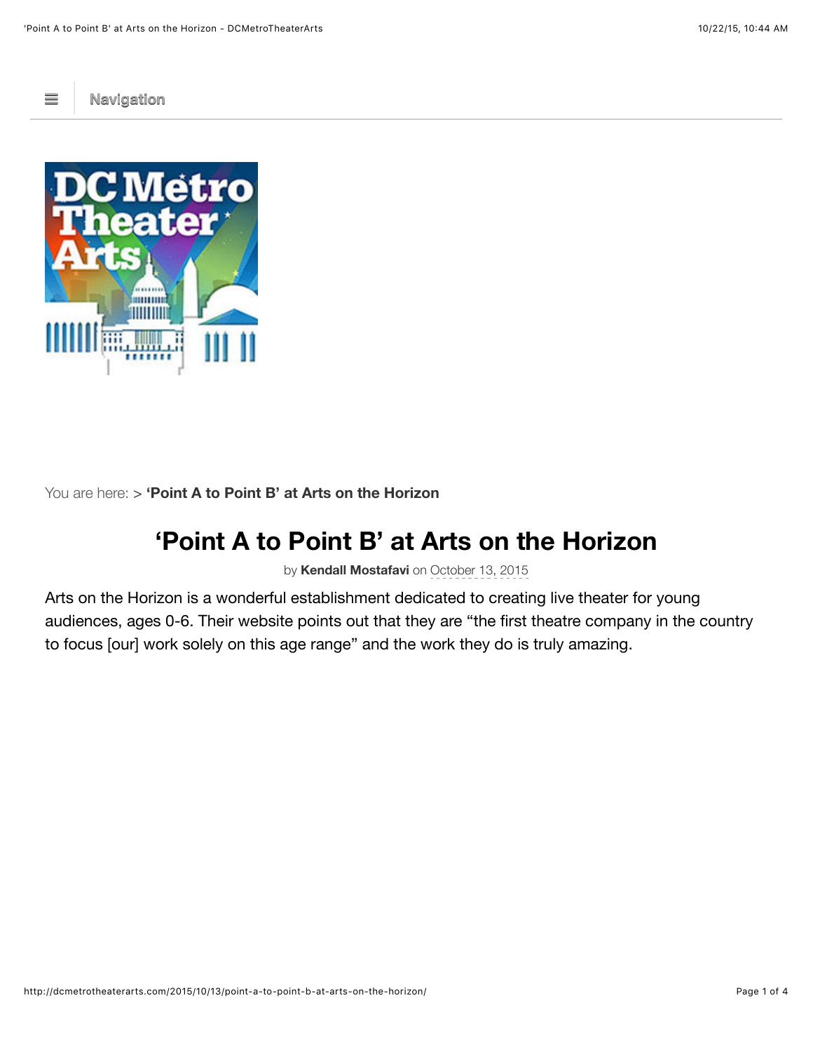Navigation

You are here: > **'Point A to Point B' at Arts on the Horizon**

# 'Point A to Point B' at Arts on the Horizon

by **Kendall Mostafavi** on October 13, 2015

Arts on the Horizon is a wonderful establishment dedicated to creating live theater for young audiences, ages 0-6. Their website points out that they are "the first theatre company in the country to focus [our] work solely on this age range" and the work they do is truly amazing.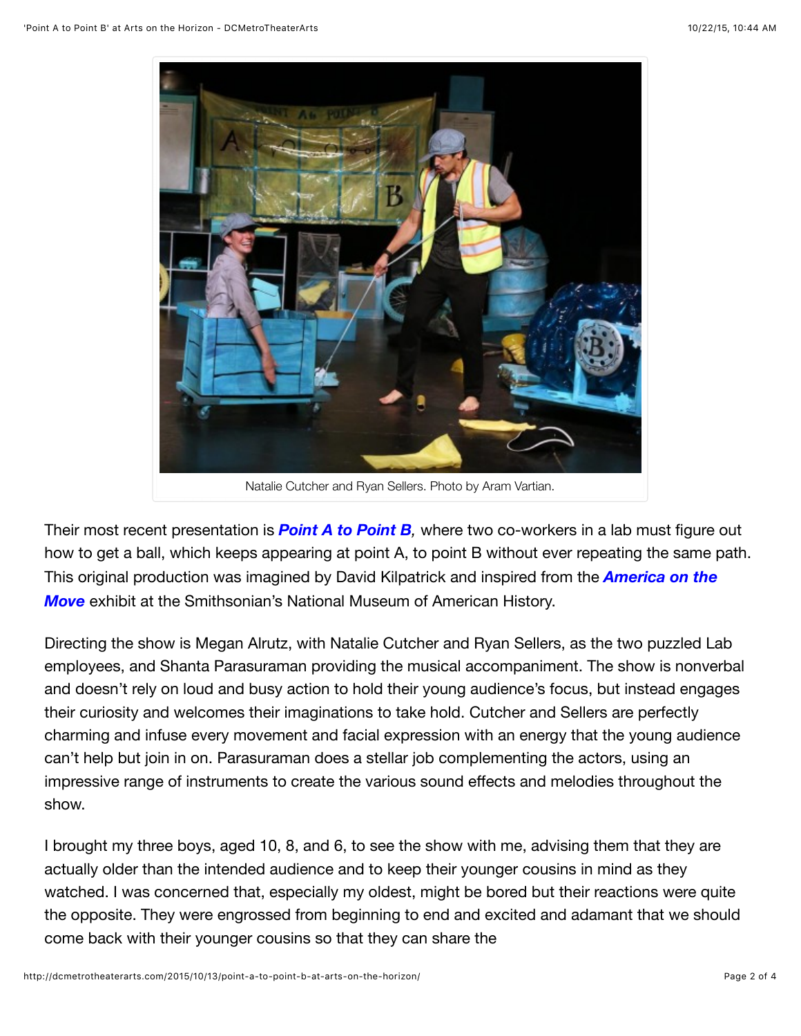Natalie Cutcher and Ryan Sellers. Photo by Aram Vartian.

Their most recent presentation is ***Point A to Point B**,* where two co-workers in a lab must figure out how to get a ball, which keeps appearing at point A, to point B without ever repeating the same path. This original production was imagined by David Kilpatrick and inspired from the ***America on the Move*** exhibit at the Smithsonian's National Museum of American History.

Directing the show is Megan Alrutz, with Natalie Cutcher and Ryan Sellers, as the two puzzled Lab employees, and Shanta Parasuraman providing the musical accompaniment. The show is nonverbal and doesn't rely on loud and busy action to hold their young audience's focus, but instead engages their curiosity and welcomes their imaginations to take hold. Cutcher and Sellers are perfectly charming and infuse every movement and facial expression with an energy that the young audience can't help but join in on. Parasuraman does a stellar job complementing the actors, using an impressive range of instruments to create the various sound effects and melodies throughout the show.

I brought my three boys, aged 10, 8, and 6, to see the show with me, advising them that they are actually older than the intended audience and to keep their younger cousins in mind as they watched. I was concerned that, especially my oldest, might be bored but their reactions were quite the opposite. They were engrossed from beginning to end and excited and adamant that we should come back with their younger cousins so that they can share the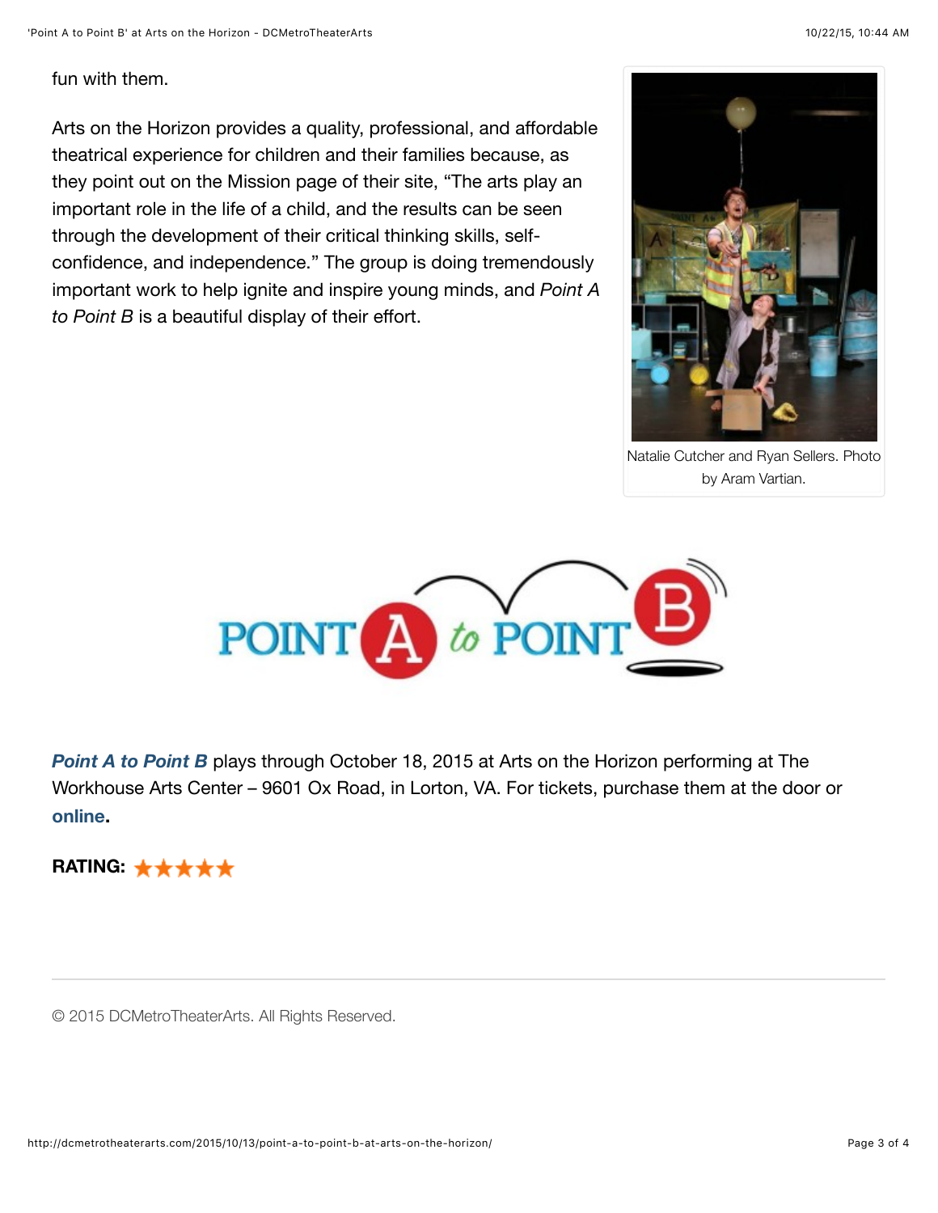fun with them.

Arts on the Horizon provides a quality, professional, and affordable theatrical experience for children and their families because, as they point out on the Mission page of their site, “The arts play an important role in the life of a child, and the results can be seen through the development of their critical thinking skills, self-confidence, and independence.” The group is doing tremendously important work to help ignite and inspire young minds, and *Point A to Point B* is a beautiful display of their effort.

Natalie Cutcher and Ryan Sellers. Photo by Aram Vartian.

***Point A to Point B*** plays through October 18, 2015 at Arts on the Horizon performing at The Workhouse Arts Center – 9601 Ox Road, in Lorton, VA. For tickets, purchase them at the door or **online**.

**RATING:** ★★★★★

© 2015 DCMetroTheaterArts. All Rights Reserved.